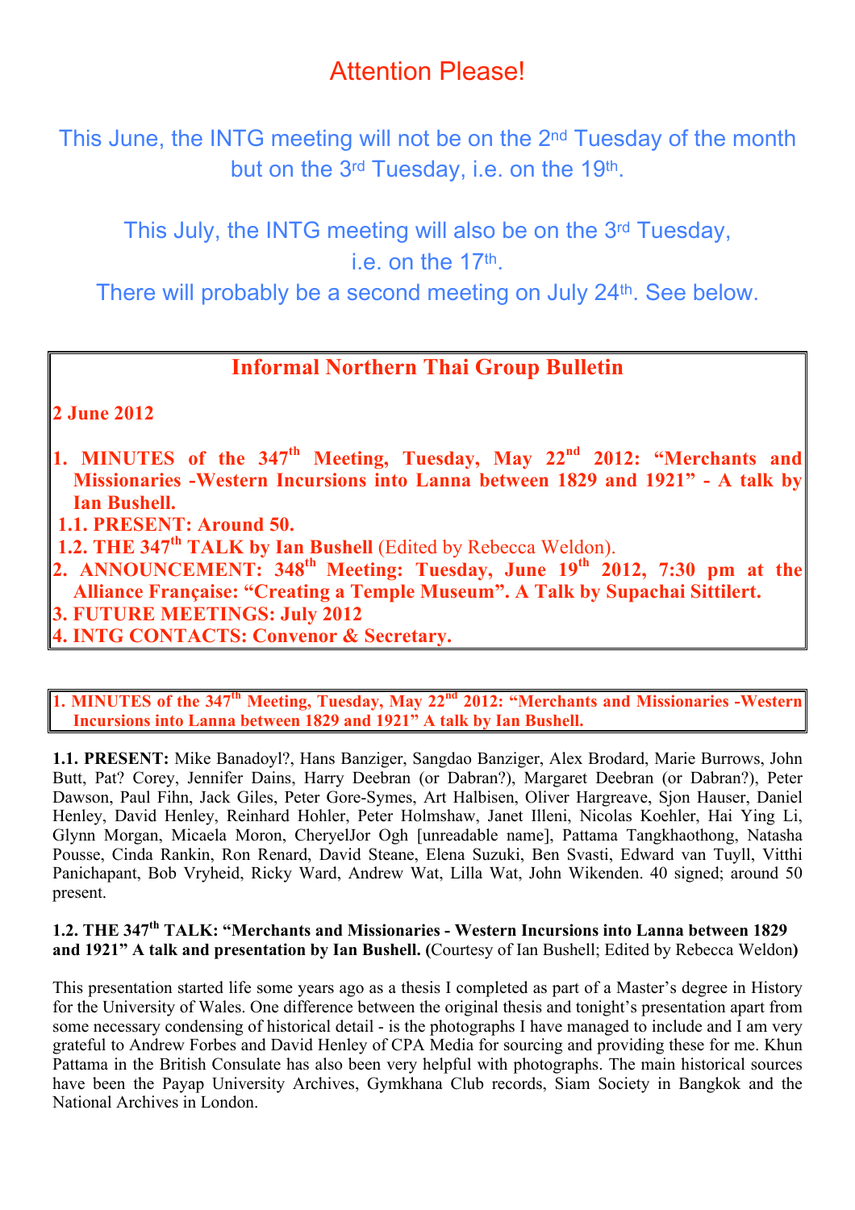# Attention Please!

This June, the INTG meeting will not be on the 2nd Tuesday of the month but on the 3rd Tuesday, i.e. on the 19th.

This July, the INTG meeting will also be on the 3rd Tuesday, i.e. on the 17th.

There will probably be a second meeting on July 24th. See below.

## Informal Northern Thai Group Bulletin

**2 June 2012**

1. **MINUTES of the 347th Meeting, Tuesday, May 22nd 2012: "Merchants and Missionaries -Western Incursions into Lanna between 1829 and 1921" - A talk by Ian Bushell.**
   - **1.1. PRESENT: Around 50.**
   - **1.2. THE 347th TALK by Ian Bushell** (Edited by Rebecca Weldon).
2. **ANNOUNCEMENT: 348th Meeting: Tuesday, June 19th 2012, 7:30 pm at the Alliance Française: "Creating a Temple Museum". A Talk by Supachai Sittilert.**
3. **FUTURE MEETINGS: July 2012**
4. **INTG CONTACTS: Convenor & Secretary.**

## 1. MINUTES of the 347th Meeting, Tuesday, May 22nd 2012: "Merchants and Missionaries -Western Incursions into Lanna between 1829 and 1921" A talk by Ian Bushell.

**1.1. PRESENT:** Mike Banadoyl?, Hans Banziger, Sangdao Banziger, Alex Brodard, Marie Burrows, John Butt, Pat? Corey, Jennifer Dains, Harry Deebran (or Dabran?), Margaret Deebran (or Dabran?), Peter Dawson, Paul Fihn, Jack Giles, Peter Gore-Symes, Art Halbisen, Oliver Hargreave, Sjon Hauser, Daniel Henley, David Henley, Reinhard Hohler, Peter Holmshaw, Janet Illeni, Nicolas Koehler, Hai Ying Li, Glynn Morgan, Micaela Moron, CheryelJor Ogh [unreadable name], Pattama Tangkhaothong, Natasha Pousse, Cinda Rankin, Ron Renard, David Steane, Elena Suzuki, Ben Svasti, Edward van Tuyll, Vitthi Panichapant, Bob Vryheid, Ricky Ward, Andrew Wat, Lilla Wat, John Wikenden. 40 signed; around 50 present.

**1.2. THE 347th TALK: "Merchants and Missionaries - Western Incursions into Lanna between 1829 and 1921" A talk and presentation by Ian Bushell.** (Courtesy of Ian Bushell; Edited by Rebecca Weldon**)**

This presentation started life some years ago as a thesis I completed as part of a Master's degree in History for the University of Wales. One difference between the original thesis and tonight's presentation apart from some necessary condensing of historical detail - is the photographs I have managed to include and I am very grateful to Andrew Forbes and David Henley of CPA Media for sourcing and providing these for me. Khun Pattama in the British Consulate has also been very helpful with photographs. The main historical sources have been the Payap University Archives, Gymkhana Club records, Siam Society in Bangkok and the National Archives in London.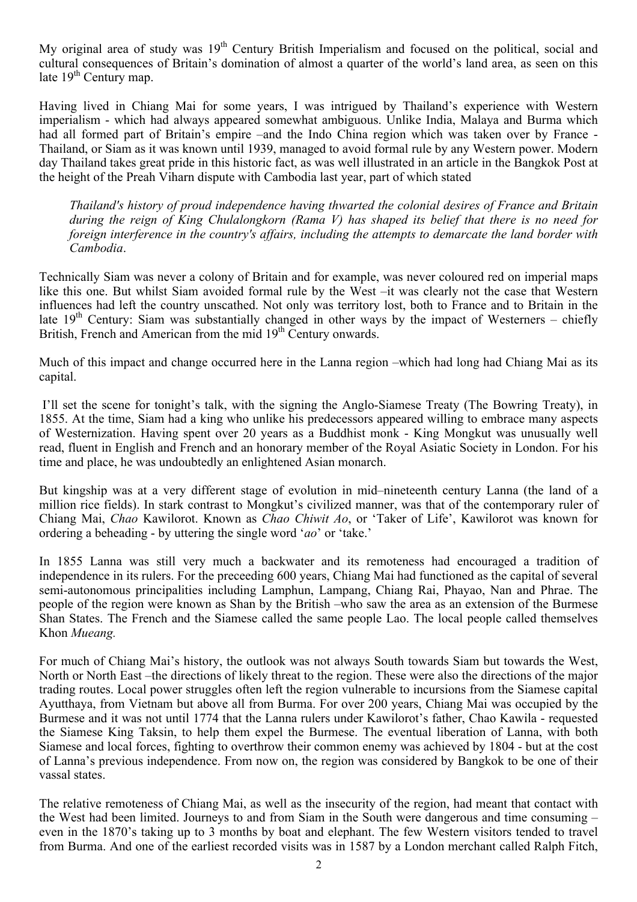My original area of study was 19th Century British Imperialism and focused on the political, social and cultural consequences of Britain's domination of almost a quarter of the world's land area, as seen on this late 19th Century map.

Having lived in Chiang Mai for some years, I was intrigued by Thailand's experience with Western imperialism - which had always appeared somewhat ambiguous. Unlike India, Malaya and Burma which had all formed part of Britain's empire –and the Indo China region which was taken over by France - Thailand, or Siam as it was known until 1939, managed to avoid formal rule by any Western power. Modern day Thailand takes great pride in this historic fact, as was well illustrated in an article in the Bangkok Post at the height of the Preah Viharn dispute with Cambodia last year, part of which stated

> *Thailand's history of proud independence having thwarted the colonial desires of France and Britain during the reign of King Chulalongkorn (Rama V) has shaped its belief that there is no need for foreign interference in the country's affairs, including the attempts to demarcate the land border with Cambodia*.

Technically Siam was never a colony of Britain and for example, was never coloured red on imperial maps like this one. But whilst Siam avoided formal rule by the West –it was clearly not the case that Western influences had left the country unscathed. Not only was territory lost, both to France and to Britain in the late 19th Century: Siam was substantially changed in other ways by the impact of Westerners – chiefly British, French and American from the mid 19th Century onwards.

Much of this impact and change occurred here in the Lanna region –which had long had Chiang Mai as its capital.

I'll set the scene for tonight's talk, with the signing the Anglo-Siamese Treaty (The Bowring Treaty), in 1855. At the time, Siam had a king who unlike his predecessors appeared willing to embrace many aspects of Westernization. Having spent over 20 years as a Buddhist monk - King Mongkut was unusually well read, fluent in English and French and an honorary member of the Royal Asiatic Society in London. For his time and place, he was undoubtedly an enlightened Asian monarch.

But kingship was at a very different stage of evolution in mid–nineteenth century Lanna (the land of a million rice fields). In stark contrast to Mongkut's civilized manner, was that of the contemporary ruler of Chiang Mai, *Chao* Kawilorot. Known as *Chao Chiwit Ao*, or 'Taker of Life', Kawilorot was known for ordering a beheading - by uttering the single word '*ao*' or 'take.'

In 1855 Lanna was still very much a backwater and its remoteness had encouraged a tradition of independence in its rulers. For the preceeding 600 years, Chiang Mai had functioned as the capital of several semi-autonomous principalities including Lamphun, Lampang, Chiang Rai, Phayao, Nan and Phrae. The people of the region were known as Shan by the British –who saw the area as an extension of the Burmese Shan States. The French and the Siamese called the same people Lao. The local people called themselves Khon *Mueang.*

For much of Chiang Mai's history, the outlook was not always South towards Siam but towards the West, North or North East –the directions of likely threat to the region. These were also the directions of the major trading routes. Local power struggles often left the region vulnerable to incursions from the Siamese capital Ayutthaya, from Vietnam but above all from Burma. For over 200 years, Chiang Mai was occupied by the Burmese and it was not until 1774 that the Lanna rulers under Kawilorot's father, Chao Kawila - requested the Siamese King Taksin, to help them expel the Burmese. The eventual liberation of Lanna, with both Siamese and local forces, fighting to overthrow their common enemy was achieved by 1804 - but at the cost of Lanna's previous independence. From now on, the region was considered by Bangkok to be one of their vassal states.

The relative remoteness of Chiang Mai, as well as the insecurity of the region, had meant that contact with the West had been limited. Journeys to and from Siam in the South were dangerous and time consuming – even in the 1870's taking up to 3 months by boat and elephant. The few Western visitors tended to travel from Burma. And one of the earliest recorded visits was in 1587 by a London merchant called Ralph Fitch,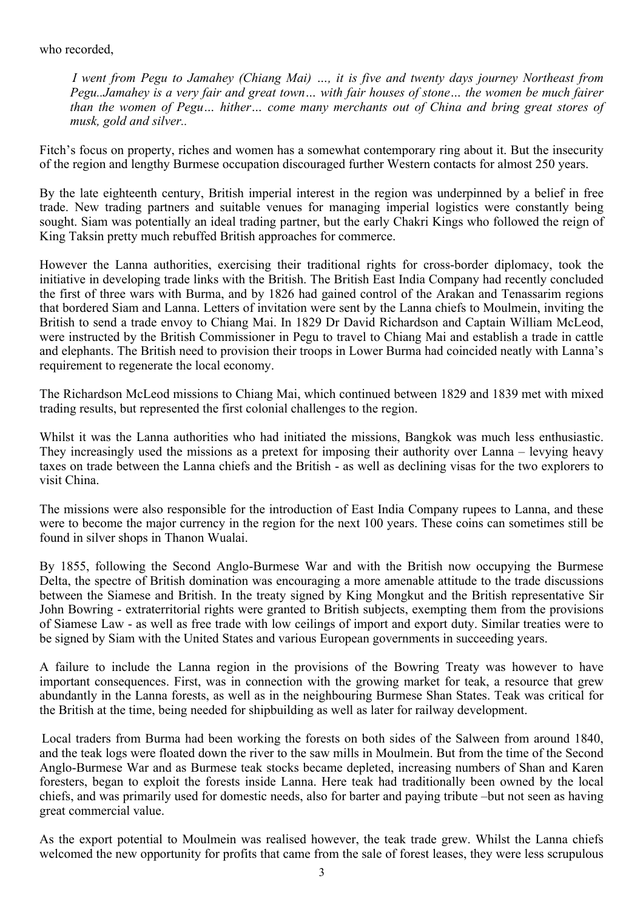who recorded,

> *I went from Pegu to Jamahey (Chiang Mai) …, it is five and twenty days journey Northeast from Pegu..Jamahey is a very fair and great town… with fair houses of stone… the women be much fairer than the women of Pegu… hither… come many merchants out of China and bring great stores of musk, gold and silver..*

Fitch's focus on property, riches and women has a somewhat contemporary ring about it. But the insecurity of the region and lengthy Burmese occupation discouraged further Western contacts for almost 250 years.

By the late eighteenth century, British imperial interest in the region was underpinned by a belief in free trade. New trading partners and suitable venues for managing imperial logistics were constantly being sought. Siam was potentially an ideal trading partner, but the early Chakri Kings who followed the reign of King Taksin pretty much rebuffed British approaches for commerce.

However the Lanna authorities, exercising their traditional rights for cross-border diplomacy, took the initiative in developing trade links with the British. The British East India Company had recently concluded the first of three wars with Burma, and by 1826 had gained control of the Arakan and Tenassarim regions that bordered Siam and Lanna. Letters of invitation were sent by the Lanna chiefs to Moulmein, inviting the British to send a trade envoy to Chiang Mai. In 1829 Dr David Richardson and Captain William McLeod, were instructed by the British Commissioner in Pegu to travel to Chiang Mai and establish a trade in cattle and elephants. The British need to provision their troops in Lower Burma had coincided neatly with Lanna's requirement to regenerate the local economy.

The Richardson McLeod missions to Chiang Mai, which continued between 1829 and 1839 met with mixed trading results, but represented the first colonial challenges to the region.

Whilst it was the Lanna authorities who had initiated the missions, Bangkok was much less enthusiastic. They increasingly used the missions as a pretext for imposing their authority over Lanna – levying heavy taxes on trade between the Lanna chiefs and the British - as well as declining visas for the two explorers to visit China.

The missions were also responsible for the introduction of East India Company rupees to Lanna, and these were to become the major currency in the region for the next 100 years. These coins can sometimes still be found in silver shops in Thanon Wualai.

By 1855, following the Second Anglo-Burmese War and with the British now occupying the Burmese Delta, the spectre of British domination was encouraging a more amenable attitude to the trade discussions between the Siamese and British. In the treaty signed by King Mongkut and the British representative Sir John Bowring - extraterritorial rights were granted to British subjects, exempting them from the provisions of Siamese Law - as well as free trade with low ceilings of import and export duty. Similar treaties were to be signed by Siam with the United States and various European governments in succeeding years.

A failure to include the Lanna region in the provisions of the Bowring Treaty was however to have important consequences. First, was in connection with the growing market for teak, a resource that grew abundantly in the Lanna forests, as well as in the neighbouring Burmese Shan States. Teak was critical for the British at the time, being needed for shipbuilding as well as later for railway development.

Local traders from Burma had been working the forests on both sides of the Salween from around 1840, and the teak logs were floated down the river to the saw mills in Moulmein. But from the time of the Second Anglo-Burmese War and as Burmese teak stocks became depleted, increasing numbers of Shan and Karen foresters, began to exploit the forests inside Lanna. Here teak had traditionally been owned by the local chiefs, and was primarily used for domestic needs, also for barter and paying tribute –but not seen as having great commercial value.

As the export potential to Moulmein was realised however, the teak trade grew. Whilst the Lanna chiefs welcomed the new opportunity for profits that came from the sale of forest leases, they were less scrupulous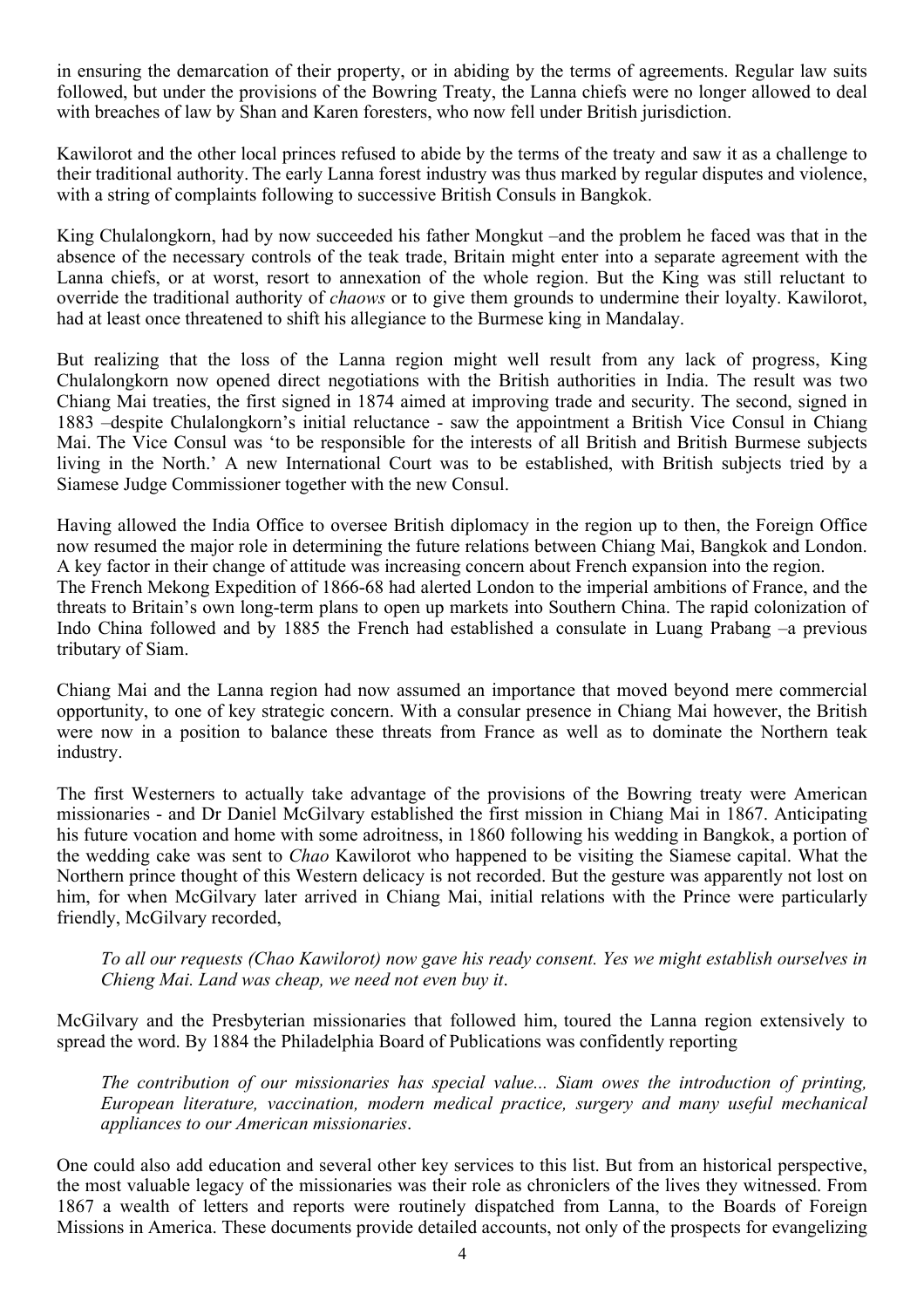in ensuring the demarcation of their property, or in abiding by the terms of agreements. Regular law suits followed, but under the provisions of the Bowring Treaty, the Lanna chiefs were no longer allowed to deal with breaches of law by Shan and Karen foresters, who now fell under British jurisdiction.

Kawilorot and the other local princes refused to abide by the terms of the treaty and saw it as a challenge to their traditional authority. The early Lanna forest industry was thus marked by regular disputes and violence, with a string of complaints following to successive British Consuls in Bangkok.

King Chulalongkorn, had by now succeeded his father Mongkut –and the problem he faced was that in the absence of the necessary controls of the teak trade, Britain might enter into a separate agreement with the Lanna chiefs, or at worst, resort to annexation of the whole region. But the King was still reluctant to override the traditional authority of *chaows* or to give them grounds to undermine their loyalty. Kawilorot, had at least once threatened to shift his allegiance to the Burmese king in Mandalay.

But realizing that the loss of the Lanna region might well result from any lack of progress, King Chulalongkorn now opened direct negotiations with the British authorities in India. The result was two Chiang Mai treaties, the first signed in 1874 aimed at improving trade and security. The second, signed in 1883 –despite Chulalongkorn's initial reluctance - saw the appointment a British Vice Consul in Chiang Mai. The Vice Consul was 'to be responsible for the interests of all British and British Burmese subjects living in the North.' A new International Court was to be established, with British subjects tried by a Siamese Judge Commissioner together with the new Consul.

Having allowed the India Office to oversee British diplomacy in the region up to then, the Foreign Office now resumed the major role in determining the future relations between Chiang Mai, Bangkok and London. A key factor in their change of attitude was increasing concern about French expansion into the region. The French Mekong Expedition of 1866-68 had alerted London to the imperial ambitions of France, and the threats to Britain's own long-term plans to open up markets into Southern China. The rapid colonization of Indo China followed and by 1885 the French had established a consulate in Luang Prabang –a previous tributary of Siam.

Chiang Mai and the Lanna region had now assumed an importance that moved beyond mere commercial opportunity, to one of key strategic concern. With a consular presence in Chiang Mai however, the British were now in a position to balance these threats from France as well as to dominate the Northern teak industry.

The first Westerners to actually take advantage of the provisions of the Bowring treaty were American missionaries - and Dr Daniel McGilvary established the first mission in Chiang Mai in 1867. Anticipating his future vocation and home with some adroitness, in 1860 following his wedding in Bangkok, a portion of the wedding cake was sent to *Chao* Kawilorot who happened to be visiting the Siamese capital. What the Northern prince thought of this Western delicacy is not recorded. But the gesture was apparently not lost on him, for when McGilvary later arrived in Chiang Mai, initial relations with the Prince were particularly friendly, McGilvary recorded,

> *To all our requests (Chao Kawilorot) now gave his ready consent. Yes we might establish ourselves in Chieng Mai. Land was cheap, we need not even buy it*.

McGilvary and the Presbyterian missionaries that followed him, toured the Lanna region extensively to spread the word. By 1884 the Philadelphia Board of Publications was confidently reporting

> *The contribution of our missionaries has special value... Siam owes the introduction of printing, European literature, vaccination, modern medical practice, surgery and many useful mechanical appliances to our American missionaries*.

One could also add education and several other key services to this list. But from an historical perspective, the most valuable legacy of the missionaries was their role as chroniclers of the lives they witnessed. From 1867 a wealth of letters and reports were routinely dispatched from Lanna, to the Boards of Foreign Missions in America. These documents provide detailed accounts, not only of the prospects for evangelizing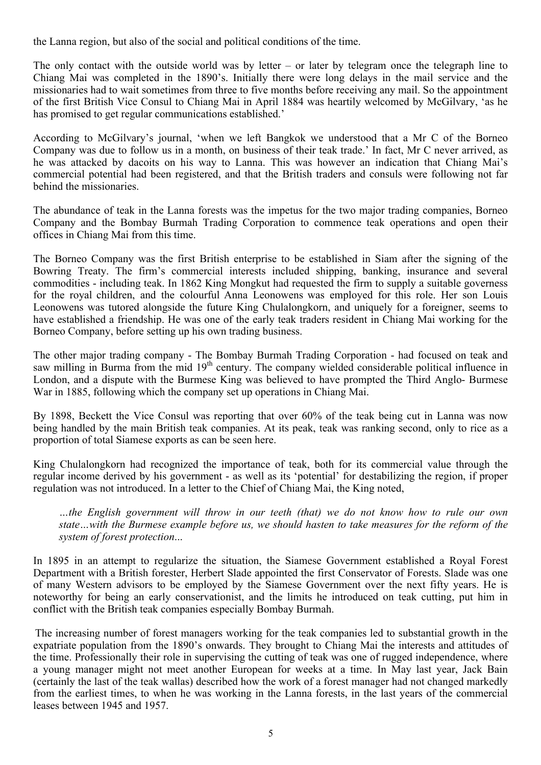the Lanna region, but also of the social and political conditions of the time.

The only contact with the outside world was by letter – or later by telegram once the telegraph line to Chiang Mai was completed in the 1890's. Initially there were long delays in the mail service and the missionaries had to wait sometimes from three to five months before receiving any mail. So the appointment of the first British Vice Consul to Chiang Mai in April 1884 was heartily welcomed by McGilvary, 'as he has promised to get regular communications established.'

According to McGilvary's journal, 'when we left Bangkok we understood that a Mr C of the Borneo Company was due to follow us in a month, on business of their teak trade.' In fact, Mr C never arrived, as he was attacked by dacoits on his way to Lanna. This was however an indication that Chiang Mai's commercial potential had been registered, and that the British traders and consuls were following not far behind the missionaries.

The abundance of teak in the Lanna forests was the impetus for the two major trading companies, Borneo Company and the Bombay Burmah Trading Corporation to commence teak operations and open their offices in Chiang Mai from this time.

The Borneo Company was the first British enterprise to be established in Siam after the signing of the Bowring Treaty. The firm's commercial interests included shipping, banking, insurance and several commodities - including teak. In 1862 King Mongkut had requested the firm to supply a suitable governess for the royal children, and the colourful Anna Leonowens was employed for this role. Her son Louis Leonowens was tutored alongside the future King Chulalongkorn, and uniquely for a foreigner, seems to have established a friendship. He was one of the early teak traders resident in Chiang Mai working for the Borneo Company, before setting up his own trading business.

The other major trading company - The Bombay Burmah Trading Corporation - had focused on teak and saw milling in Burma from the mid 19th century. The company wielded considerable political influence in London, and a dispute with the Burmese King was believed to have prompted the Third Anglo- Burmese War in 1885, following which the company set up operations in Chiang Mai.

By 1898, Beckett the Vice Consul was reporting that over 60% of the teak being cut in Lanna was now being handled by the main British teak companies. At its peak, teak was ranking second, only to rice as a proportion of total Siamese exports as can be seen here.

King Chulalongkorn had recognized the importance of teak, both for its commercial value through the regular income derived by his government - as well as its 'potential' for destabilizing the region, if proper regulation was not introduced. In a letter to the Chief of Chiang Mai, the King noted,

> *…the English government will throw in our teeth (that) we do not know how to rule our own state…with the Burmese example before us, we should hasten to take measures for the reform of the system of forest protection…*

In 1895 in an attempt to regularize the situation, the Siamese Government established a Royal Forest Department with a British forester, Herbert Slade appointed the first Conservator of Forests. Slade was one of many Western advisors to be employed by the Siamese Government over the next fifty years. He is noteworthy for being an early conservationist, and the limits he introduced on teak cutting, put him in conflict with the British teak companies especially Bombay Burmah.

The increasing number of forest managers working for the teak companies led to substantial growth in the expatriate population from the 1890's onwards. They brought to Chiang Mai the interests and attitudes of the time. Professionally their role in supervising the cutting of teak was one of rugged independence, where a young manager might not meet another European for weeks at a time. In May last year, Jack Bain (certainly the last of the teak wallas) described how the work of a forest manager had not changed markedly from the earliest times, to when he was working in the Lanna forests, in the last years of the commercial leases between 1945 and 1957.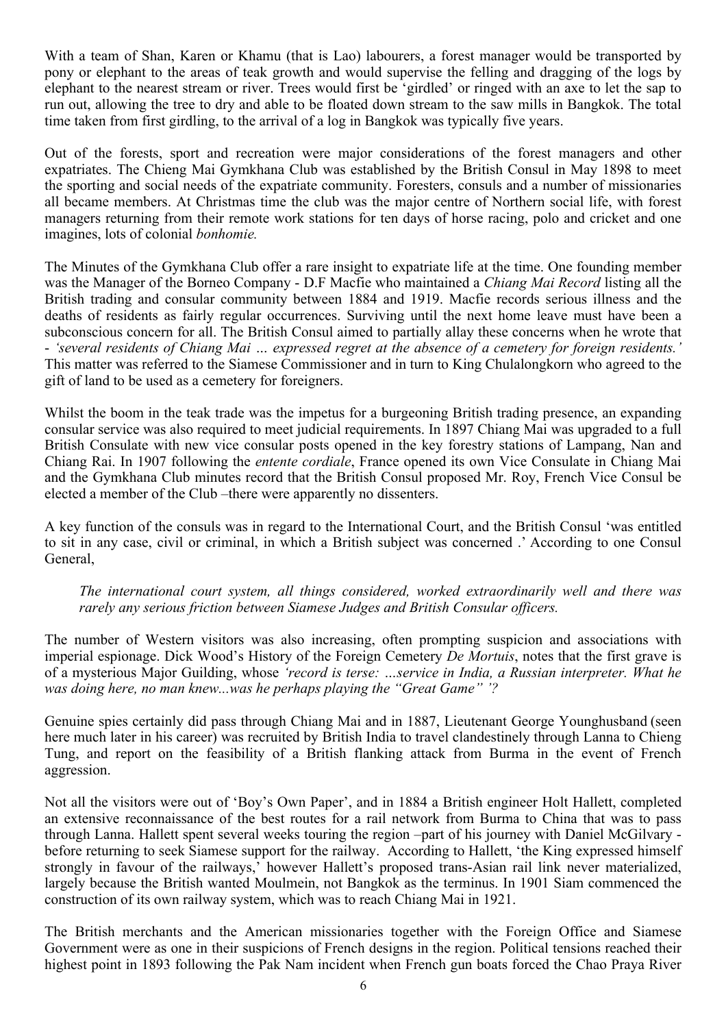With a team of Shan, Karen or Khamu (that is Lao) labourers, a forest manager would be transported by pony or elephant to the areas of teak growth and would supervise the felling and dragging of the logs by elephant to the nearest stream or river. Trees would first be 'girdled' or ringed with an axe to let the sap to run out, allowing the tree to dry and able to be floated down stream to the saw mills in Bangkok. The total time taken from first girdling, to the arrival of a log in Bangkok was typically five years.

Out of the forests, sport and recreation were major considerations of the forest managers and other expatriates. The Chieng Mai Gymkhana Club was established by the British Consul in May 1898 to meet the sporting and social needs of the expatriate community. Foresters, consuls and a number of missionaries all became members. At Christmas time the club was the major centre of Northern social life, with forest managers returning from their remote work stations for ten days of horse racing, polo and cricket and one imagines, lots of colonial *bonhomie.*

The Minutes of the Gymkhana Club offer a rare insight to expatriate life at the time. One founding member was the Manager of the Borneo Company - D.F Macfie who maintained a *Chiang Mai Record* listing all the British trading and consular community between 1884 and 1919. Macfie records serious illness and the deaths of residents as fairly regular occurrences. Surviving until the next home leave must have been a subconscious concern for all. The British Consul aimed to partially allay these concerns when he wrote that - *'several residents of Chiang Mai … expressed regret at the absence of a cemetery for foreign residents.'* This matter was referred to the Siamese Commissioner and in turn to King Chulalongkorn who agreed to the gift of land to be used as a cemetery for foreigners.

Whilst the boom in the teak trade was the impetus for a burgeoning British trading presence, an expanding consular service was also required to meet judicial requirements. In 1897 Chiang Mai was upgraded to a full British Consulate with new vice consular posts opened in the key forestry stations of Lampang, Nan and Chiang Rai. In 1907 following the *entente cordiale*, France opened its own Vice Consulate in Chiang Mai and the Gymkhana Club minutes record that the British Consul proposed Mr. Roy, French Vice Consul be elected a member of the Club –there were apparently no dissenters.

A key function of the consuls was in regard to the International Court, and the British Consul 'was entitled to sit in any case, civil or criminal, in which a British subject was concerned .' According to one Consul General,

> *The international court system, all things considered, worked extraordinarily well and there was rarely any serious friction between Siamese Judges and British Consular officers.*

The number of Western visitors was also increasing, often prompting suspicion and associations with imperial espionage. Dick Wood's History of the Foreign Cemetery *De Mortuis*, notes that the first grave is of a mysterious Major Guilding, whose *'record is terse: …service in India, a Russian interpreter. What he was doing here, no man knew...was he perhaps playing the "Great Game" '?*

Genuine spies certainly did pass through Chiang Mai and in 1887, Lieutenant George Younghusband (seen here much later in his career) was recruited by British India to travel clandestinely through Lanna to Chieng Tung, and report on the feasibility of a British flanking attack from Burma in the event of French aggression.

Not all the visitors were out of 'Boy's Own Paper', and in 1884 a British engineer Holt Hallett, completed an extensive reconnaissance of the best routes for a rail network from Burma to China that was to pass through Lanna. Hallett spent several weeks touring the region –part of his journey with Daniel McGilvary - before returning to seek Siamese support for the railway. According to Hallett, 'the King expressed himself strongly in favour of the railways,' however Hallett's proposed trans-Asian rail link never materialized, largely because the British wanted Moulmein, not Bangkok as the terminus. In 1901 Siam commenced the construction of its own railway system, which was to reach Chiang Mai in 1921.

The British merchants and the American missionaries together with the Foreign Office and Siamese Government were as one in their suspicions of French designs in the region. Political tensions reached their highest point in 1893 following the Pak Nam incident when French gun boats forced the Chao Praya River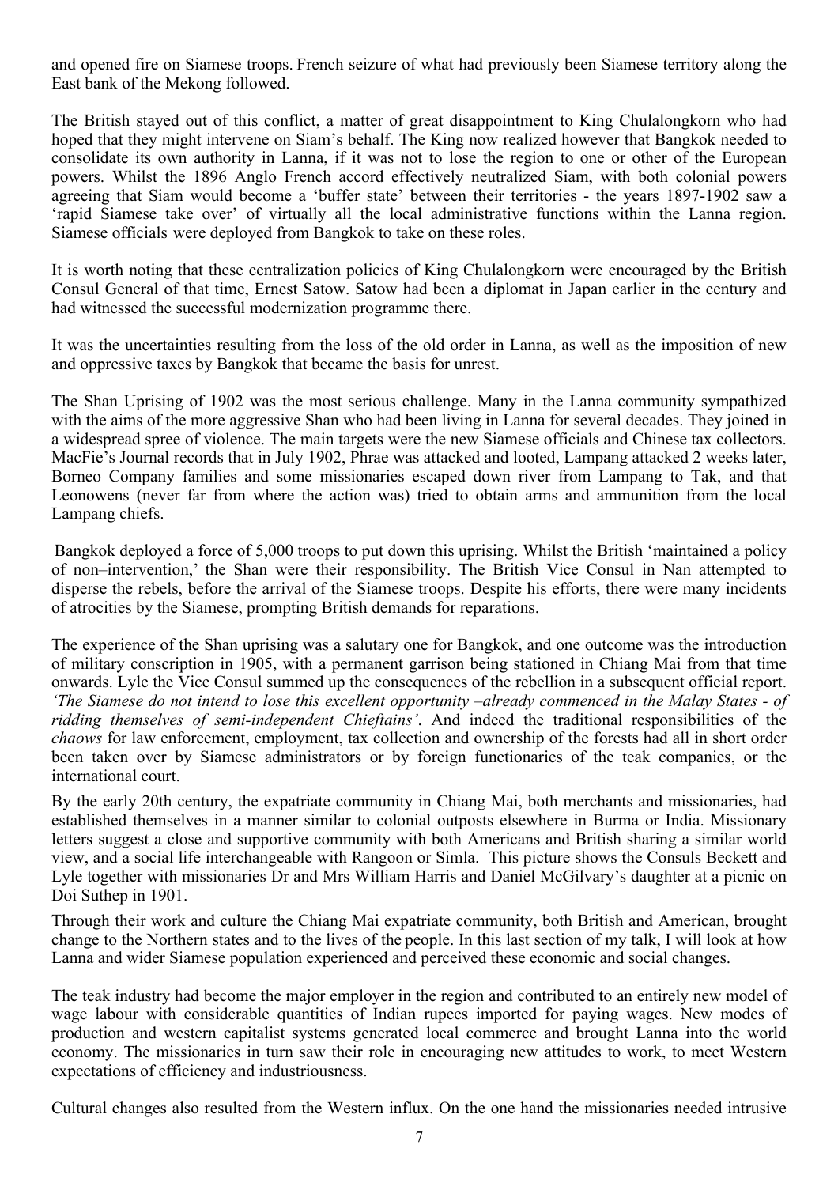and opened fire on Siamese troops. French seizure of what had previously been Siamese territory along the East bank of the Mekong followed.

The British stayed out of this conflict, a matter of great disappointment to King Chulalongkorn who had hoped that they might intervene on Siam's behalf. The King now realized however that Bangkok needed to consolidate its own authority in Lanna, if it was not to lose the region to one or other of the European powers. Whilst the 1896 Anglo French accord effectively neutralized Siam, with both colonial powers agreeing that Siam would become a 'buffer state' between their territories - the years 1897-1902 saw a 'rapid Siamese take over' of virtually all the local administrative functions within the Lanna region. Siamese officials were deployed from Bangkok to take on these roles.

It is worth noting that these centralization policies of King Chulalongkorn were encouraged by the British Consul General of that time, Ernest Satow. Satow had been a diplomat in Japan earlier in the century and had witnessed the successful modernization programme there.

It was the uncertainties resulting from the loss of the old order in Lanna, as well as the imposition of new and oppressive taxes by Bangkok that became the basis for unrest.

The Shan Uprising of 1902 was the most serious challenge. Many in the Lanna community sympathized with the aims of the more aggressive Shan who had been living in Lanna for several decades. They joined in a widespread spree of violence. The main targets were the new Siamese officials and Chinese tax collectors. MacFie's Journal records that in July 1902, Phrae was attacked and looted, Lampang attacked 2 weeks later, Borneo Company families and some missionaries escaped down river from Lampang to Tak, and that Leonowens (never far from where the action was) tried to obtain arms and ammunition from the local Lampang chiefs.

Bangkok deployed a force of 5,000 troops to put down this uprising. Whilst the British 'maintained a policy of non–intervention,' the Shan were their responsibility. The British Vice Consul in Nan attempted to disperse the rebels, before the arrival of the Siamese troops. Despite his efforts, there were many incidents of atrocities by the Siamese, prompting British demands for reparations.

The experience of the Shan uprising was a salutary one for Bangkok, and one outcome was the introduction of military conscription in 1905, with a permanent garrison being stationed in Chiang Mai from that time onwards. Lyle the Vice Consul summed up the consequences of the rebellion in a subsequent official report. *'The Siamese do not intend to lose this excellent opportunity –already commenced in the Malay States - of ridding themselves of semi-independent Chieftains'*. And indeed the traditional responsibilities of the *chaows* for law enforcement, employment, tax collection and ownership of the forests had all in short order been taken over by Siamese administrators or by foreign functionaries of the teak companies, or the international court.

By the early 20th century, the expatriate community in Chiang Mai, both merchants and missionaries, had established themselves in a manner similar to colonial outposts elsewhere in Burma or India. Missionary letters suggest a close and supportive community with both Americans and British sharing a similar world view, and a social life interchangeable with Rangoon or Simla. This picture shows the Consuls Beckett and Lyle together with missionaries Dr and Mrs William Harris and Daniel McGilvary's daughter at a picnic on Doi Suthep in 1901.

Through their work and culture the Chiang Mai expatriate community, both British and American, brought change to the Northern states and to the lives of the people. In this last section of my talk, I will look at how Lanna and wider Siamese population experienced and perceived these economic and social changes.

The teak industry had become the major employer in the region and contributed to an entirely new model of wage labour with considerable quantities of Indian rupees imported for paying wages. New modes of production and western capitalist systems generated local commerce and brought Lanna into the world economy. The missionaries in turn saw their role in encouraging new attitudes to work, to meet Western expectations of efficiency and industriousness.

Cultural changes also resulted from the Western influx. On the one hand the missionaries needed intrusive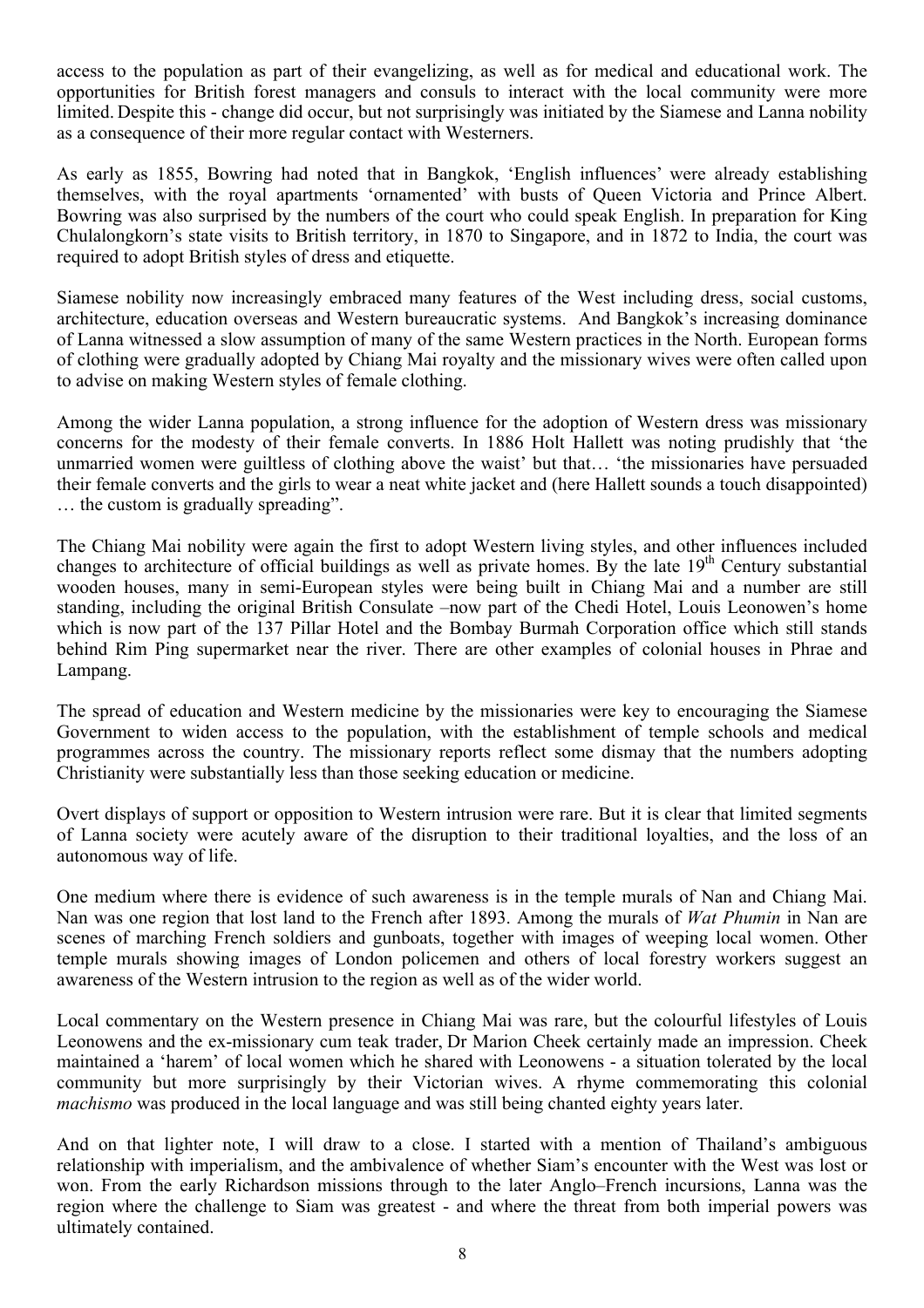access to the population as part of their evangelizing, as well as for medical and educational work. The opportunities for British forest managers and consuls to interact with the local community were more limited. Despite this - change did occur, but not surprisingly was initiated by the Siamese and Lanna nobility as a consequence of their more regular contact with Westerners.

As early as 1855, Bowring had noted that in Bangkok, 'English influences' were already establishing themselves, with the royal apartments 'ornamented' with busts of Queen Victoria and Prince Albert. Bowring was also surprised by the numbers of the court who could speak English. In preparation for King Chulalongkorn's state visits to British territory, in 1870 to Singapore, and in 1872 to India, the court was required to adopt British styles of dress and etiquette.

Siamese nobility now increasingly embraced many features of the West including dress, social customs, architecture, education overseas and Western bureaucratic systems. And Bangkok's increasing dominance of Lanna witnessed a slow assumption of many of the same Western practices in the North. European forms of clothing were gradually adopted by Chiang Mai royalty and the missionary wives were often called upon to advise on making Western styles of female clothing.

Among the wider Lanna population, a strong influence for the adoption of Western dress was missionary concerns for the modesty of their female converts. In 1886 Holt Hallett was noting prudishly that 'the unmarried women were guiltless of clothing above the waist' but that… 'the missionaries have persuaded their female converts and the girls to wear a neat white jacket and (here Hallett sounds a touch disappointed) … the custom is gradually spreading".

The Chiang Mai nobility were again the first to adopt Western living styles, and other influences included changes to architecture of official buildings as well as private homes. By the late 19th Century substantial wooden houses, many in semi-European styles were being built in Chiang Mai and a number are still standing, including the original British Consulate –now part of the Chedi Hotel, Louis Leonowen's home which is now part of the 137 Pillar Hotel and the Bombay Burmah Corporation office which still stands behind Rim Ping supermarket near the river. There are other examples of colonial houses in Phrae and Lampang.

The spread of education and Western medicine by the missionaries were key to encouraging the Siamese Government to widen access to the population, with the establishment of temple schools and medical programmes across the country. The missionary reports reflect some dismay that the numbers adopting Christianity were substantially less than those seeking education or medicine.

Overt displays of support or opposition to Western intrusion were rare. But it is clear that limited segments of Lanna society were acutely aware of the disruption to their traditional loyalties, and the loss of an autonomous way of life.

One medium where there is evidence of such awareness is in the temple murals of Nan and Chiang Mai. Nan was one region that lost land to the French after 1893. Among the murals of *Wat Phumin* in Nan are scenes of marching French soldiers and gunboats, together with images of weeping local women. Other temple murals showing images of London policemen and others of local forestry workers suggest an awareness of the Western intrusion to the region as well as of the wider world.

Local commentary on the Western presence in Chiang Mai was rare, but the colourful lifestyles of Louis Leonowens and the ex-missionary cum teak trader, Dr Marion Cheek certainly made an impression. Cheek maintained a 'harem' of local women which he shared with Leonowens - a situation tolerated by the local community but more surprisingly by their Victorian wives. A rhyme commemorating this colonial *machismo* was produced in the local language and was still being chanted eighty years later.

And on that lighter note, I will draw to a close. I started with a mention of Thailand's ambiguous relationship with imperialism, and the ambivalence of whether Siam's encounter with the West was lost or won. From the early Richardson missions through to the later Anglo–French incursions, Lanna was the region where the challenge to Siam was greatest - and where the threat from both imperial powers was ultimately contained.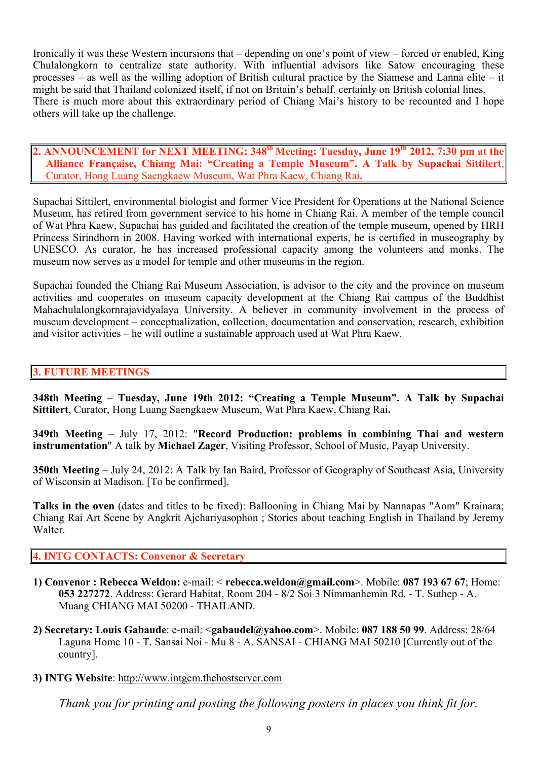Ironically it was these Western incursions that – depending on one's point of view – forced or enabled, King Chulalongkorn to centralize state authority. With influential advisors like Satow encouraging these processes – as well as the willing adoption of British cultural practice by the Siamese and Lanna elite – it might be said that Thailand colonized itself, if not on Britain's behalf, certainly on British colonial lines. There is much more about this extraordinary period of Chiang Mai's history to be recounted and I hope others will take up the challenge.

## 2. ANNOUNCEMENT for NEXT MEETING: 348th Meeting: Tuesday, June 19th 2012, 7:30 pm at the Alliance Française, Chiang Mai: "Creating a Temple Museum". A Talk by Supachai Sittilert, Curator, Hong Luang Saengkaew Museum, Wat Phra Kaew, Chiang Rai.

Supachai Sittilert, environmental biologist and former Vice President for Operations at the National Science Museum, has retired from government service to his home in Chiang Rai. A member of the temple council of Wat Phra Kaew, Supachai has guided and facilitated the creation of the temple museum, opened by HRH Princess Sirindhorn in 2008. Having worked with international experts, he is certified in museography by UNESCO. As curator, he has increased professional capacity among the volunteers and monks. The museum now serves as a model for temple and other museums in the region.

Supachai founded the Chiang Rai Museum Association, is advisor to the city and the province on museum activities and cooperates on museum capacity development at the Chiang Rai campus of the Buddhist Mahachulalongkornrajavidyalaya University. A believer in community involvement in the process of museum development – conceptualization, collection, documentation and conservation, research, exhibition and visitor activities – he will outline a sustainable approach used at Wat Phra Kaew.

## 3. FUTURE MEETINGS

**348th Meeting – Tuesday, June 19th 2012: "Creating a Temple Museum". A Talk by Supachai Sittilert**, Curator, Hong Luang Saengkaew Museum, Wat Phra Kaew, Chiang Rai**.**

**349th Meeting –** July 17, 2012: "**Record Production: problems in combining Thai and western instrumentation**" A talk by **Michael Zager**, Visiting Professor, School of Music, Payap University.

**350th Meeting –** July 24, 2012: A Talk by Ian Baird, Professor of Geography of Southeast Asia, University of Wisconsin at Madison. [To be confirmed].

**Talks in the oven** (dates and titles to be fixed): Ballooning in Chiang Mai by Nannapas "Aom" Krainara; Chiang Rai Art Scene by Angkrit Ajchariyasophon ; Stories about teaching English in Thailand by Jeremy Walter.

## 4. INTG CONTACTS: Convenor & Secretary

1) **Convenor : Rebecca Weldon:** e-mail: < **rebecca.weldon@gmail.com**>. Mobile: **087 193 67 67**; Home: **053 227272**. Address: Gerard Habitat, Room 204 - 8/2 Soi 3 Nimmanhemin Rd. - T. Suthep - A. Muang CHIANG MAI 50200 - THAILAND.

2) **Secretary: Louis Gabaude**: e-mail: <**gabaudel@yahoo.com**>. Mobile: **087 188 50 99**. Address: 28/64 Laguna Home 10 - T. Sansai Noi - Mu 8 - A. SANSAI - CHIANG MAI 50210 [Currently out of the country].

3) **INTG Website**: http://www.intgcm.thehostserver.com

*Thank you for printing and posting the following posters in places you think fit for.*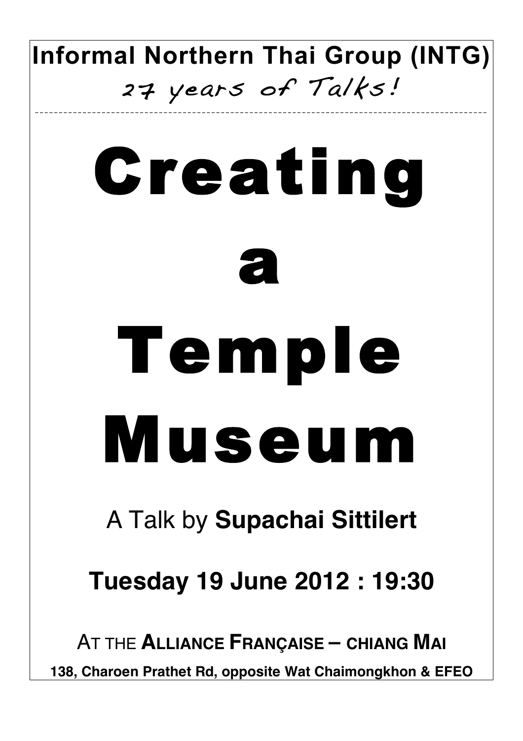**Informal Northern Thai Group (INTG)**

*27 years of Talks!*

---

# Creating a Temple Museum

A Talk by **Supachai Sittilert**

**Tuesday 19 June 2012 : 19:30**

AT THE **ALLIANCE FRANÇAISE – CHIANG MAI**

**138, Charoen Prathet Rd, opposite Wat Chaimongkhon & EFEO**